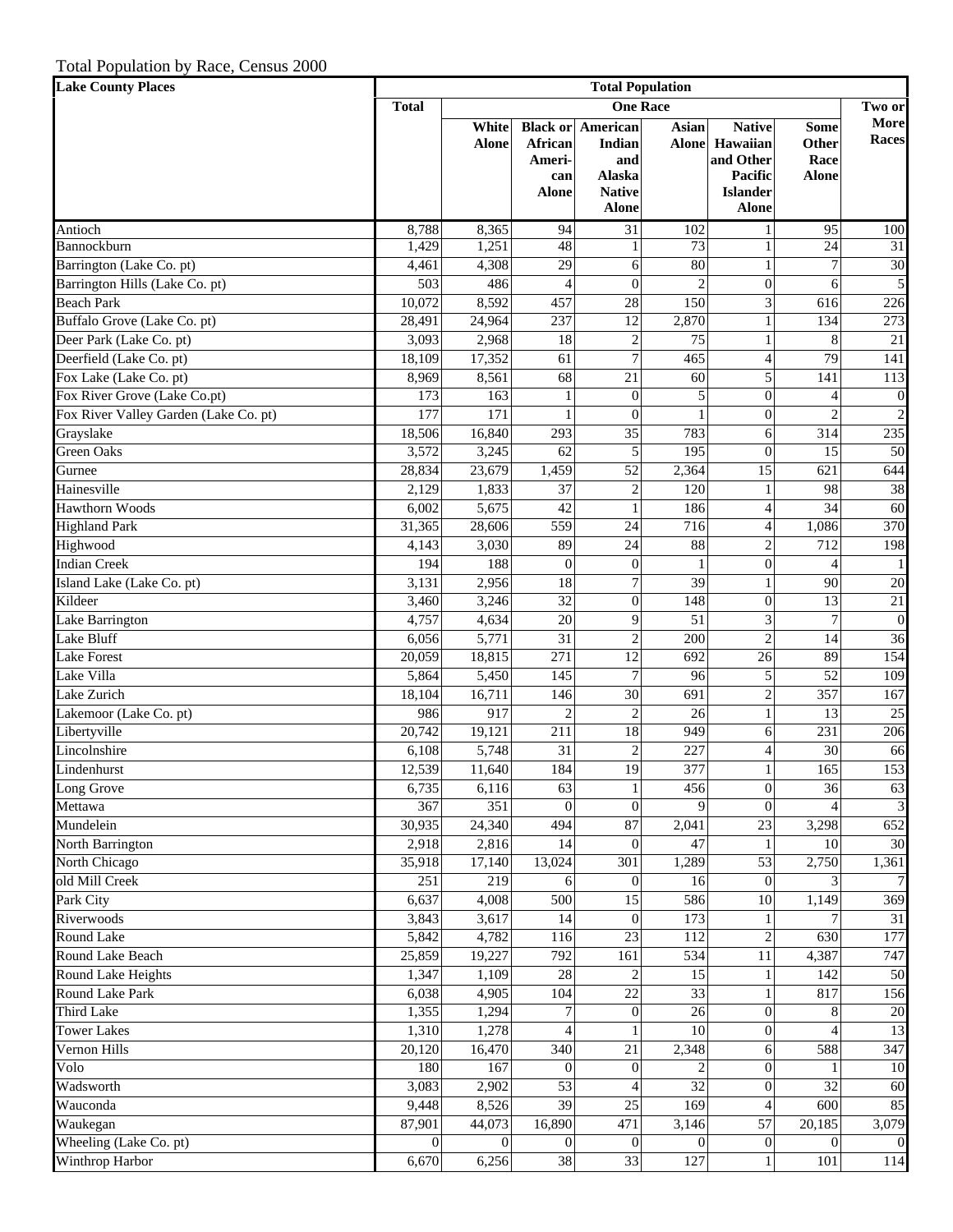Total Population by Race, Census 2000

| Lake County Places | Total Population | | | | | | | |
|---|---|---|---|---|---|---|---|---|
| | Total | One Race | | | | | | Two or More Races |
| | | White Alone | Black or African American Alone | American Indian and Alaska Native Alone | Asian Alone | Native Hawaiian and Other Pacific Islander Alone | Some Other Race Alone | |
| Antioch | 8,788 | 8,365 | 94 | 31 | 102 | 1 | 95 | 100 |
| Bannockburn | 1,429 | 1,251 | 48 | 1 | 73 | 1 | 24 | 31 |
| Barrington (Lake Co. pt) | 4,461 | 4,308 | 29 | 6 | 80 | 1 | 7 | 30 |
| Barrington Hills (Lake Co. pt) | 503 | 486 | 4 | 0 | 2 | 0 | 6 | 5 |
| Beach Park | 10,072 | 8,592 | 457 | 28 | 150 | 3 | 616 | 226 |
| Buffalo Grove (Lake Co. pt) | 28,491 | 24,964 | 237 | 12 | 2,870 | 1 | 134 | 273 |
| Deer Park (Lake Co. pt) | 3,093 | 2,968 | 18 | 2 | 75 | 1 | 8 | 21 |
| Deerfield (Lake Co. pt) | 18,109 | 17,352 | 61 | 7 | 465 | 4 | 79 | 141 |
| Fox Lake (Lake Co. pt) | 8,969 | 8,561 | 68 | 21 | 60 | 5 | 141 | 113 |
| Fox River Grove (Lake Co.pt) | 173 | 163 | 1 | 0 | 5 | 0 | 4 | 0 |
| Fox River Valley Garden (Lake Co. pt) | 177 | 171 | 1 | 0 | 1 | 0 | 2 | 2 |
| Grayslake | 18,506 | 16,840 | 293 | 35 | 783 | 6 | 314 | 235 |
| Green Oaks | 3,572 | 3,245 | 62 | 5 | 195 | 0 | 15 | 50 |
| Gurnee | 28,834 | 23,679 | 1,459 | 52 | 2,364 | 15 | 621 | 644 |
| Hainesville | 2,129 | 1,833 | 37 | 2 | 120 | 1 | 98 | 38 |
| Hawthorn Woods | 6,002 | 5,675 | 42 | 1 | 186 | 4 | 34 | 60 |
| Highland Park | 31,365 | 28,606 | 559 | 24 | 716 | 4 | 1,086 | 370 |
| Highwood | 4,143 | 3,030 | 89 | 24 | 88 | 2 | 712 | 198 |
| Indian Creek | 194 | 188 | 0 | 0 | 1 | 0 | 4 | 1 |
| Island Lake (Lake Co. pt) | 3,131 | 2,956 | 18 | 7 | 39 | 1 | 90 | 20 |
| Kildeer | 3,460 | 3,246 | 32 | 0 | 148 | 0 | 13 | 21 |
| Lake Barrington | 4,757 | 4,634 | 20 | 9 | 51 | 3 | 7 | 0 |
| Lake Bluff | 6,056 | 5,771 | 31 | 2 | 200 | 2 | 14 | 36 |
| Lake Forest | 20,059 | 18,815 | 271 | 12 | 692 | 26 | 89 | 154 |
| Lake Villa | 5,864 | 5,450 | 145 | 7 | 96 | 5 | 52 | 109 |
| Lake Zurich | 18,104 | 16,711 | 146 | 30 | 691 | 2 | 357 | 167 |
| Lakemoor (Lake Co. pt) | 986 | 917 | 2 | 2 | 26 | 1 | 13 | 25 |
| Libertyville | 20,742 | 19,121 | 211 | 18 | 949 | 6 | 231 | 206 |
| Lincolnshire | 6,108 | 5,748 | 31 | 2 | 227 | 4 | 30 | 66 |
| Lindenhurst | 12,539 | 11,640 | 184 | 19 | 377 | 1 | 165 | 153 |
| Long Grove | 6,735 | 6,116 | 63 | 1 | 456 | 0 | 36 | 63 |
| Mettawa | 367 | 351 | 0 | 0 | 9 | 0 | 4 | 3 |
| Mundelein | 30,935 | 24,340 | 494 | 87 | 2,041 | 23 | 3,298 | 652 |
| North Barrington | 2,918 | 2,816 | 14 | 0 | 47 | 1 | 10 | 30 |
| North Chicago | 35,918 | 17,140 | 13,024 | 301 | 1,289 | 53 | 2,750 | 1,361 |
| old Mill Creek | 251 | 219 | 6 | 0 | 16 | 0 | 3 | 7 |
| Park City | 6,637 | 4,008 | 500 | 15 | 586 | 10 | 1,149 | 369 |
| Riverwoods | 3,843 | 3,617 | 14 | 0 | 173 | 1 | 7 | 31 |
| Round Lake | 5,842 | 4,782 | 116 | 23 | 112 | 2 | 630 | 177 |
| Round Lake Beach | 25,859 | 19,227 | 792 | 161 | 534 | 11 | 4,387 | 747 |
| Round Lake Heights | 1,347 | 1,109 | 28 | 2 | 15 | 1 | 142 | 50 |
| Round Lake Park | 6,038 | 4,905 | 104 | 22 | 33 | 1 | 817 | 156 |
| Third Lake | 1,355 | 1,294 | 7 | 0 | 26 | 0 | 8 | 20 |
| Tower Lakes | 1,310 | 1,278 | 4 | 1 | 10 | 0 | 4 | 13 |
| Vernon Hills | 20,120 | 16,470 | 340 | 21 | 2,348 | 6 | 588 | 347 |
| Volo | 180 | 167 | 0 | 0 | 2 | 0 | 1 | 10 |
| Wadsworth | 3,083 | 2,902 | 53 | 4 | 32 | 0 | 32 | 60 |
| Wauconda | 9,448 | 8,526 | 39 | 25 | 169 | 4 | 600 | 85 |
| Waukegan | 87,901 | 44,073 | 16,890 | 471 | 3,146 | 57 | 20,185 | 3,079 |
| Wheeling (Lake Co. pt) | 0 | 0 | 0 | 0 | 0 | 0 | 0 | 0 |
| Winthrop Harbor | 6,670 | 6,256 | 38 | 33 | 127 | 1 | 101 | 114 |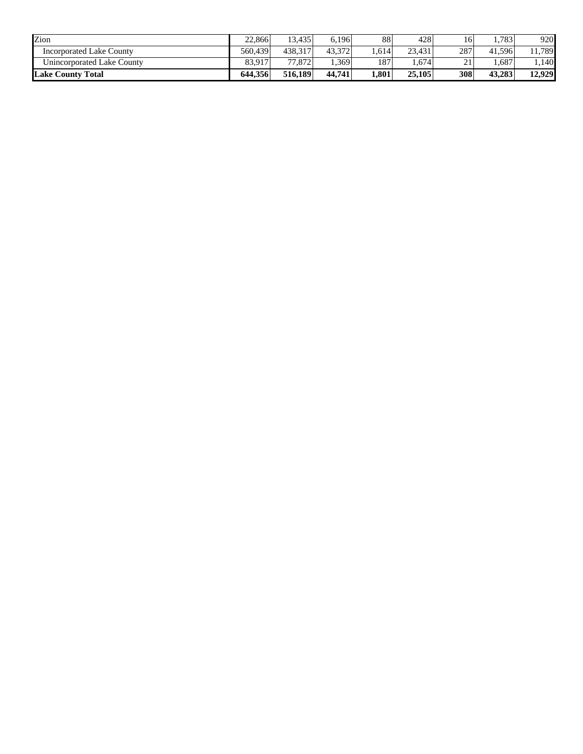| | | | | | | | | |
|---|---|---|---|---|---|---|---|---|
| Zion | 22,866 | 13,435 | 6,196 | 88 | 428 | 16 | 1,783 | 920 |
| Incorporated Lake County | 560,439 | 438,317 | 43,372 | 1,614 | 23,431 | 287 | 41,596 | 11,789 |
| Unincorporated Lake County | 83,917 | 77,872 | 1,369 | 187 | 1,674 | 21 | 1,687 | 1,140 |
| **Lake County Total** | **644,356** | **516,189** | **44,741** | **1,801** | **25,105** | **308** | **43,283** | **12,929** |